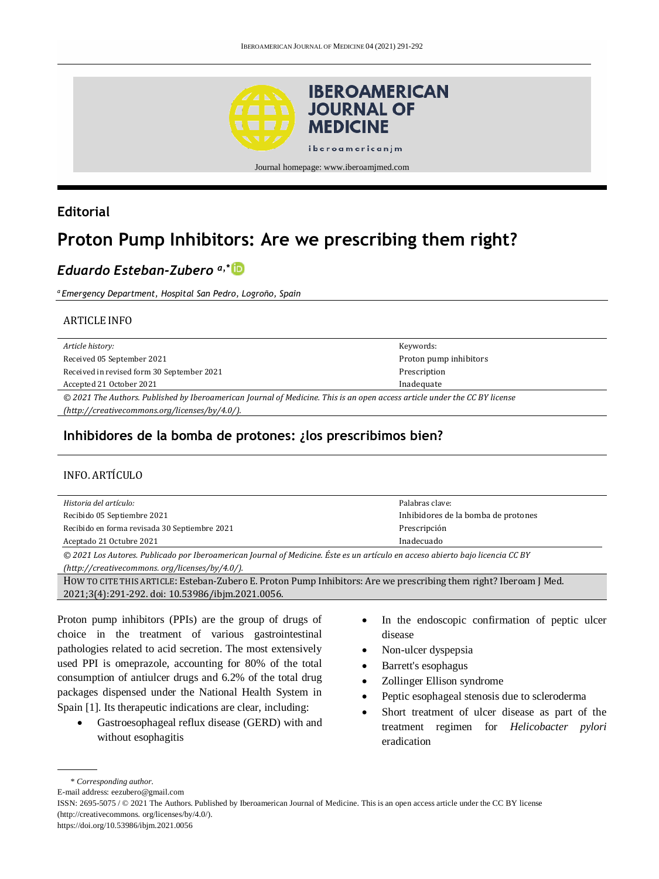**Editorial**

# Proton Pump Inhibitors: Are we prescribing them right?

***Eduardo Esteban-Zubero*** [a,*]

[a] *Emergency Department, Hospital San Pedro, Logroño, Spain*

## ARTICLE INFO

| *Article history:* | Keywords: |
|---|---|
| Received 05 September 2021 | Proton pump inhibitors |
| Received in revised form 30 September 2021 | Prescription |
| Accepted 21 October 2021 | Inadequate |

*© 2021 The Authors. Published by Iberoamerican Journal of Medicine. This is an open access article under the CC BY license (http://creativecommons.org/licenses/by/4.0/).*

## Inhibidores de la bomba de protones: ¿los prescribimos bien?

## INFO. ARTÍCULO

| *Historia del artículo:* | Palabras clave: |
|---|---|
| Recibido 05 Septiembre 2021 | Inhibidores de la bomba de protones |
| Recibido en forma revisada 30 Septiembre 2021 | Prescripción |
| Aceptado 21 Octubre 2021 | Inadecuado |

*© 2021 Los Autores. Publicado por Iberoamerican Journal of Medicine. Éste es un artículo en acceso abierto bajo licencia CC BY (http://creativecommons. org/licenses/by/4.0/).*

HOW TO CITE THIS ARTICLE: Esteban-Zubero E. Proton Pump Inhibitors: Are we prescribing them right? Iberoam J Med. 2021;3(4):291-292. doi: 10.53986/ibjm.2021.0056.

Proton pump inhibitors (PPIs) are the group of drugs of choice in the treatment of various gastrointestinal pathologies related to acid secretion. The most extensively used PPI is omeprazole, accounting for 80% of the total consumption of antiulcer drugs and 6.2% of the total drug packages dispensed under the National Health System in Spain [1]. Its therapeutic indications are clear, including:

- Gastroesophageal reflux disease (GERD) with and without esophagitis
- In the endoscopic confirmation of peptic ulcer disease
- Non-ulcer dyspepsia
- Barrett's esophagus
- Zollinger Ellison syndrome
- Peptic esophageal stenosis due to scleroderma
- Short treatment of ulcer disease as part of the treatment regimen for *Helicobacter pylori* eradication

\* *Corresponding author.*

E-mail address: eezubero@gmail.com

ISSN: 2695-5075 / © 2021 The Authors. Published by Iberoamerican Journal of Medicine. This is an open access article under the CC BY license (http://creativecommons. org/licenses/by/4.0/).

https://doi.org/10.53986/ibjm.2021.0056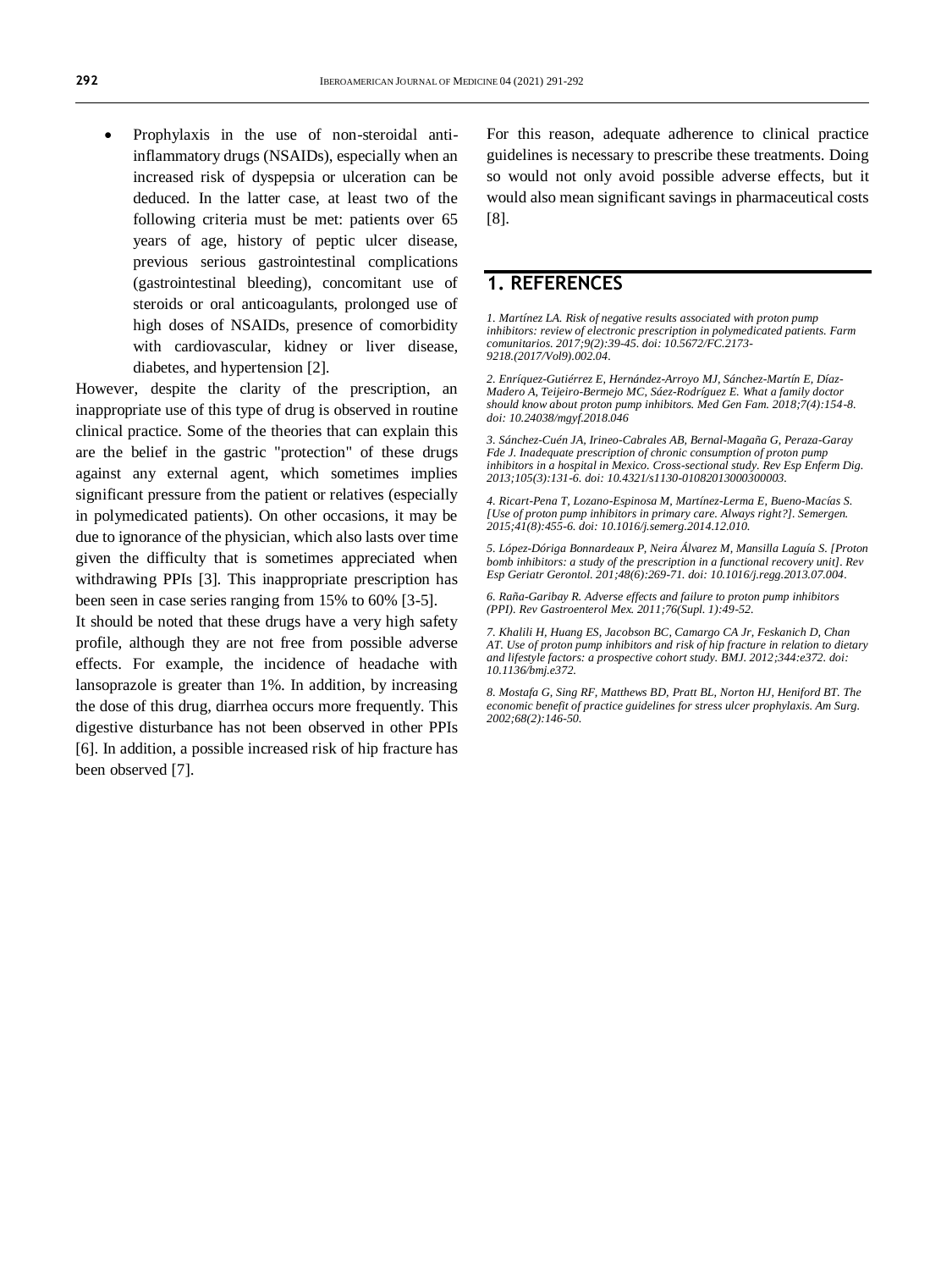- Prophylaxis in the use of non-steroidal anti-inflammatory drugs (NSAIDs), especially when an increased risk of dyspepsia or ulceration can be deduced. In the latter case, at least two of the following criteria must be met: patients over 65 years of age, history of peptic ulcer disease, previous serious gastrointestinal complications (gastrointestinal bleeding), concomitant use of steroids or oral anticoagulants, prolonged use of high doses of NSAIDs, presence of comorbidity with cardiovascular, kidney or liver disease, diabetes, and hypertension [2].

However, despite the clarity of the prescription, an inappropriate use of this type of drug is observed in routine clinical practice. Some of the theories that can explain this are the belief in the gastric "protection" of these drugs against any external agent, which sometimes implies significant pressure from the patient or relatives (especially in polymedicated patients). On other occasions, it may be due to ignorance of the physician, which also lasts over time given the difficulty that is sometimes appreciated when withdrawing PPIs [3]. This inappropriate prescription has been seen in case series ranging from 15% to 60% [3-5].

It should be noted that these drugs have a very high safety profile, although they are not free from possible adverse effects. For example, the incidence of headache with lansoprazole is greater than 1%. In addition, by increasing the dose of this drug, diarrhea occurs more frequently. This digestive disturbance has not been observed in other PPIs [6]. In addition, a possible increased risk of hip fracture has been observed [7].

For this reason, adequate adherence to clinical practice guidelines is necessary to prescribe these treatments. Doing so would not only avoid possible adverse effects, but it would also mean significant savings in pharmaceutical costs [8].

## 1. REFERENCES

*1. Martínez LA. Risk of negative results associated with proton pump inhibitors: review of electronic prescription in polymedicated patients. Farm comunitarios. 2017;9(2):39-45. doi: 10.5672/FC.2173-9218.(2017/Vol9).002.04.*

*2. Enríquez-Gutiérrez E, Hernández-Arroyo MJ, Sánchez-Martín E, Díaz-Madero A, Teijeiro-Bermejo MC, Sáez-Rodríguez E. What a family doctor should know about proton pump inhibitors. Med Gen Fam. 2018;7(4):154-8. doi: 10.24038/mgyf.2018.046*

*3. Sánchez-Cuén JA, Irineo-Cabrales AB, Bernal-Magaña G, Peraza-Garay Fde J. Inadequate prescription of chronic consumption of proton pump inhibitors in a hospital in Mexico. Cross-sectional study. Rev Esp Enferm Dig. 2013;105(3):131-6. doi: 10.4321/s1130-01082013000300003.*

*4. Ricart-Pena T, Lozano-Espinosa M, Martínez-Lerma E, Bueno-Macías S. [Use of proton pump inhibitors in primary care. Always right?]. Semergen. 2015;41(8):455-6. doi: 10.1016/j.semerg.2014.12.010.*

*5. López-Dóriga Bonnardeaux P, Neira Álvarez M, Mansilla Laguía S. [Proton bomb inhibitors: a study of the prescription in a functional recovery unit]. Rev Esp Geriatr Gerontol. 201;48(6):269-71. doi: 10.1016/j.regg.2013.07.004.*

*6. Raña-Garibay R. Adverse effects and failure to proton pump inhibitors (PPI). Rev Gastroenterol Mex. 2011;76(Supl. 1):49-52.*

*7. Khalili H, Huang ES, Jacobson BC, Camargo CA Jr, Feskanich D, Chan AT. Use of proton pump inhibitors and risk of hip fracture in relation to dietary and lifestyle factors: a prospective cohort study. BMJ. 2012;344:e372. doi: 10.1136/bmj.e372.*

*8. Mostafa G, Sing RF, Matthews BD, Pratt BL, Norton HJ, Heniford BT. The economic benefit of practice guidelines for stress ulcer prophylaxis. Am Surg. 2002;68(2):146-50.*